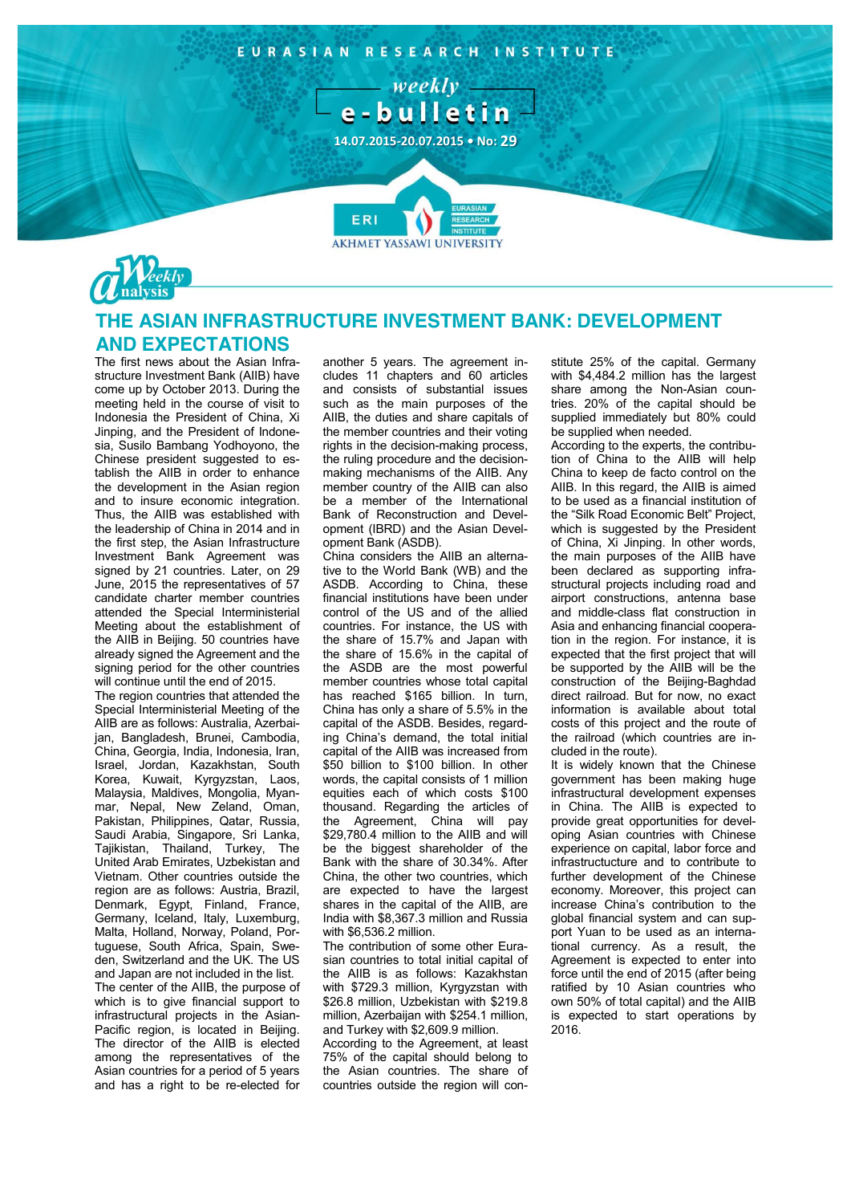EURASIAN RESEARCH INSTITUTE

weekly

# e-bulletin

14.07.2015-20.07.2015 • No: 29

Weekly Analysis

## THE ASIAN INFRASTRUCTURE INVESTMENT BANK: DEVELOPMENT AND EXPECTATIONS

The first news about the Asian Infrastructure Investment Bank (AIIB) have come up by October 2013. During the meeting held in the course of visit to Indonesia the President of China, Xi Jinping, and the President of Indonesia, Susilo Bambang Yodhoyono, the Chinese president suggested to establish the AIIB in order to enhance the development in the Asian region and to insure economic integration. Thus, the AIIB was established with the leadership of China in 2014 and in the first step, the Asian Infrastructure Investment Bank Agreement was signed by 21 countries. Later, on 29 June, 2015 the representatives of 57 candidate charter member countries attended the Special Interministerial Meeting about the establishment of the AIIB in Beijing. 50 countries have already signed the Agreement and the signing period for the other countries will continue until the end of 2015.

The region countries that attended the Special Interministerial Meeting of the AIIB are as follows: Australia, Azerbaijan, Bangladesh, Brunei, Cambodia, China, Georgia, India, Indonesia, Iran, Israel, Jordan, Kazakhstan, South Korea, Kuwait, Kyrgyzstan, Laos, Malaysia, Maldives, Mongolia, Myanmar, Nepal, New Zeland, Oman, Pakistan, Philippines, Qatar, Russia, Saudi Arabia, Singapore, Sri Lanka, Tajikistan, Thailand, Turkey, The United Arab Emirates, Uzbekistan and Vietnam. Other countries outside the region are as follows: Austria, Brazil, Denmark, Egypt, Finland, France, Germany, Iceland, Italy, Luxemburg, Malta, Holland, Norway, Poland, Portuguese, South Africa, Spain, Sweden, Switzerland and the UK. The US and Japan are not included in the list.

The center of the AIIB, the purpose of which is to give financial support to infrastructural projects in the Asian-Pacific region, is located in Beijing. The director of the AIIB is elected among the representatives of the Asian countries for a period of 5 years and has a right to be re-elected for another 5 years. The agreement includes 11 chapters and 60 articles and consists of substantial issues such as the main purposes of the AIIB, the duties and share capitals of the member countries and their voting rights in the decision-making process, the ruling procedure and the decision-making mechanisms of the AIIB. Any member country of the AIIB can also be a member of the International Bank of Reconstruction and Development (IBRD) and the Asian Development Bank (ASDB).

China considers the AIIB an alternative to the World Bank (WB) and the ASDB. According to China, these financial institutions have been under control of the US and of the allied countries. For instance, the US with the share of 15.7% and Japan with the share of 15.6% in the capital of the ASDB are the most powerful member countries whose total capital has reached $165 billion. In turn, China has only a share of 5.5% in the capital of the ASDB. Besides, regarding China's demand, the total initial capital of the AIIB was increased from $50 billion to $100 billion. In other words, the capital consists of 1 million equities each of which costs $100 thousand. Regarding the articles of the Agreement, China will pay $29,780.4 million to the AIIB and will be the biggest shareholder of the Bank with the share of 30.34%. After China, the other two countries, which are expected to have the largest shares in the capital of the AIIB, are India with $8,367.3 million and Russia with $6,536.2 million.

The contribution of some other Eurasian countries to total initial capital of the AIIB is as follows: Kazakhstan with $729.3 million, Kyrgyzstan with $26.8 million, Uzbekistan with $219.8 million, Azerbaijan with $254.1 million, and Turkey with $2,609.9 million.

According to the Agreement, at least 75% of the capital should belong to the Asian countries. The share of countries outside the region will constitute 25% of the capital. Germany with $4,484.2 million has the largest share among the Non-Asian countries. 20% of the capital should be supplied immediately but 80% could be supplied when needed.

According to the experts, the contribution of China to the AIIB will help China to keep de facto control on the AIIB. In this regard, the AIIB is aimed to be used as a financial institution of the "Silk Road Economic Belt" Project, which is suggested by the President of China, Xi Jinping. In other words, the main purposes of the AIIB have been declared as supporting infrastructural projects including road and airport constructions, antenna base and middle-class flat construction in Asia and enhancing financial cooperation in the region. For instance, it is expected that the first project that will be supported by the AIIB will be the construction of the Beijing-Baghdad direct railroad. But for now, no exact information is available about total costs of this project and the route of the railroad (which countries are included in the route).

It is widely known that the Chinese government has been making huge infrastructural development expenses in China. The AIIB is expected to provide great opportunities for developing Asian countries with Chinese experience on capital, labor force and infrastructure and to contribute to the further development of the Chinese economy. Moreover, this project can increase China's contribution to the global financial system and can support Yuan to be used as an international currency. As a result, the Agreement is expected to enter into force until the end of 2015 (after being ratified by 10 Asian countries who own 50% of total capital) and the AIIB is expected to start operations by 2016.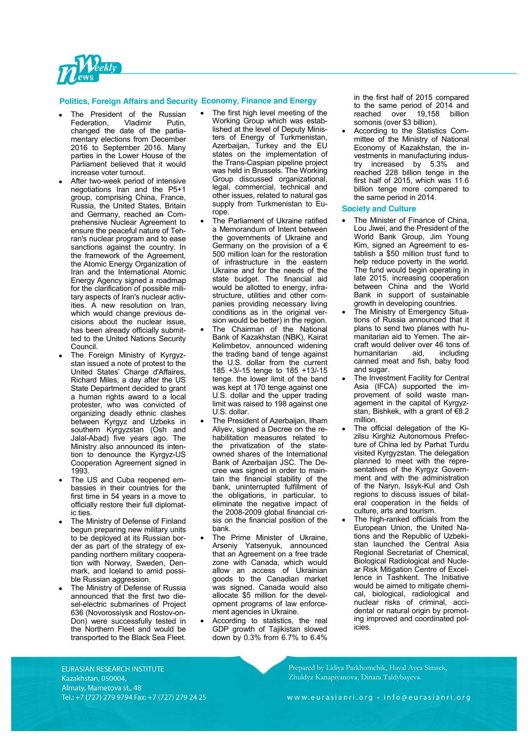## Politics, Foreign Affairs and Security

- The President of the Russian Federation, Vladimir Putin, changed the date of the parliamentary elections from December 2016 to September 2016. Many parties in the Lower House of the Parliament believed that it would increase voter turnout.
- After two-week period of intensive negotiations Iran and the P5+1 group, comprising China, France, Russia, the United States, Britain and Germany, reached an Comprehensive Nuclear Agreement to ensure the peaceful nature of Tehran's nuclear program and to ease sanctions against the country. In the framework of the Agreement, the Atomic Energy Organization of Iran and the International Atomic Energy Agency signed a roadmap for the clarification of possible military aspects of Iran's nuclear activities. A new resolution on Iran, which would change previous decisions about the nuclear issue, has been already officially submitted to the United Nations Security Council.
- The Foreign Ministry of Kyrgyzstan issued a note of protest to the United States' Charge d'Affaires, Richard Miles, a day after the US State Department decided to grant a human rights award to a local protester, who was convicted of organizing deadly ethnic clashes between Kyrgyz and Uzbeks in southern Kyrgyzstan (Osh and Jalal-Abad) five years ago. The Ministry also announced its intention to denounce the Kyrgyz-US Cooperation Agreement signed in 1993.
- The US and Cuba reopened embassies in their countries for the first time in 54 years in a move to officially restore their full diplomatic ties.
- The Ministry of Defense of Finland begun preparing new military units to be deployed at its Russian border as part of the strategy of expanding northern military cooperation with Norway, Sweden, Denmark, and Iceland to amid possible Russian aggression.
- The Ministry of Defense of Russia announced that the first two diesel-electric submarines of Project 636 (Novorossiysk and Rostov-on-Don) were successfully tested in the Northern Fleet and would be transported to the Black Sea Fleet.

## Economy, Finance and Energy

- The first high level meeting of the Working Group which was established at the level of Deputy Ministers of Energy of Turkmenistan, Azerbaijan, Turkey and the EU states on the implementation of the Trans-Caspian pipeline project was held in Brussels. The Working Group discussed organizational, legal, commercial, technical and other issues, related to natural gas supply from Turkmenistan to Europe.
- The Parliament of Ukraine ratified a Memorandum of Intent between the governments of Ukraine and Germany on the provision of a € 500 million loan for the restoration of infrastructure in the eastern Ukraine and for the needs of the state budget. The financial aid would be allotted to energy, infrastructure, utilities and other companies providing necessary living conditions as in the original version would be better) in the region.
- The Chairman of the National Bank of Kazakhstan (NBK), Kairat Kelimbetov, announced widening the trading band of tenge against the U.S. dollar from the current 185 +3/-15 tenge to 185 +13/-15 tenge. The lower limit of the band was kept at 170 tenge against one U.S. dollar and the upper trading limit was raised to 198 against one U.S. dollar.
- The President of Azerbaijan, Ilham Aliyev, signed a Decree on the rehabilitation measures related to the privatization of the state-owned shares of the International Bank of Azerbaijan JSC. The Decree was signed in order to maintain the financial stability of the bank, uninterrupted fulfillment of the obligations, in particular, to eliminate the negative impact of the 2008-2009 global financial crisis on the financial position of the bank.
- The Prime Minister of Ukraine, Arseniy Yatsenyuk, announced that an Agreement on a free trade zone with Canada, which would allow an access of Ukrainian goods to the Canadian market was signed. Canada would also allocate $5 million for the development programs of law enforcement agencies in Ukraine.
- According to statistics, the real GDP growth of Tajikistan slowed down by 0.3% from 6.7% to 6.4% in the first half of 2015 compared to the same period of 2014 and reached over 19,158 billion somonis (over $3 billion).
- According to the Statistics Committee of the Ministry of National Economy of Kazakhstan, the investments in manufacturing industry increased by 5.3% and reached 228 billion tenge in the first half of 2015, which was 11.6 billion tenge more compared to the same period in 2014.

## Society and Culture

- The Minister of Finance of China, Lou Jiwei, and the President of the World Bank Group, Jim Young Kim, signed an Agreement to establish a $50 million trust fund to help reduce poverty in the world. The fund would begin operating in late 2015, increasing cooperation between China and the World Bank in support of sustainable growth in developing countries.
- The Ministry of Emergency Situations of Russia announced that it plans to send two planes with humanitarian aid to Yemen. The aircraft would deliver over 46 tons of humanitarian aid, including canned meat and fish, baby food and sugar.
- The Investment Facility for Central Asia (IFCA) supported the improvement of soild waste management in the capital of Kyrgyzstan, Bishkek, with a grant of €8.2 million.
- The official delegation of the Kizilsu Kirghiz Autonomous Prefecture of China led by Parhat Turdu visited Kyrgyzstan. The delegation planned to meet with the representatives of the Kyrgyz Government and with the administration of the Naryn, Issyk-Kul and Osh regions to discuss issues of bilateral cooperation in the fields of culture, arts and tourism.
- The high-ranked officials from the European Union, the United Nations and the Republic of Uzbekistan launched the Central Asia Regional Secretariat of Chemical, Biological Radiological and Nuclear Risk Mitigation Centre of Excellence in Tashkent. The Initiative would be aimed to mitigate chemical, biological, radiological and nuclear risks of criminal, accidental or natural origin by promoting improved and coordinated policies.

EURASIAN RESEARCH INSTITUTE
Kazakhstan, 050004,
Almaty, Mametova st., 48
Tel.: +7 (727) 279 9794 Fax: +7 (727) 279 24 25

Prepared by Lidiya Parkhomchik, Hayal Ayca Simsek, Zhuldyz Kanapiyanova, Dinara Taldybayeva.

www.eurasianri.org • info@eurasianri.org